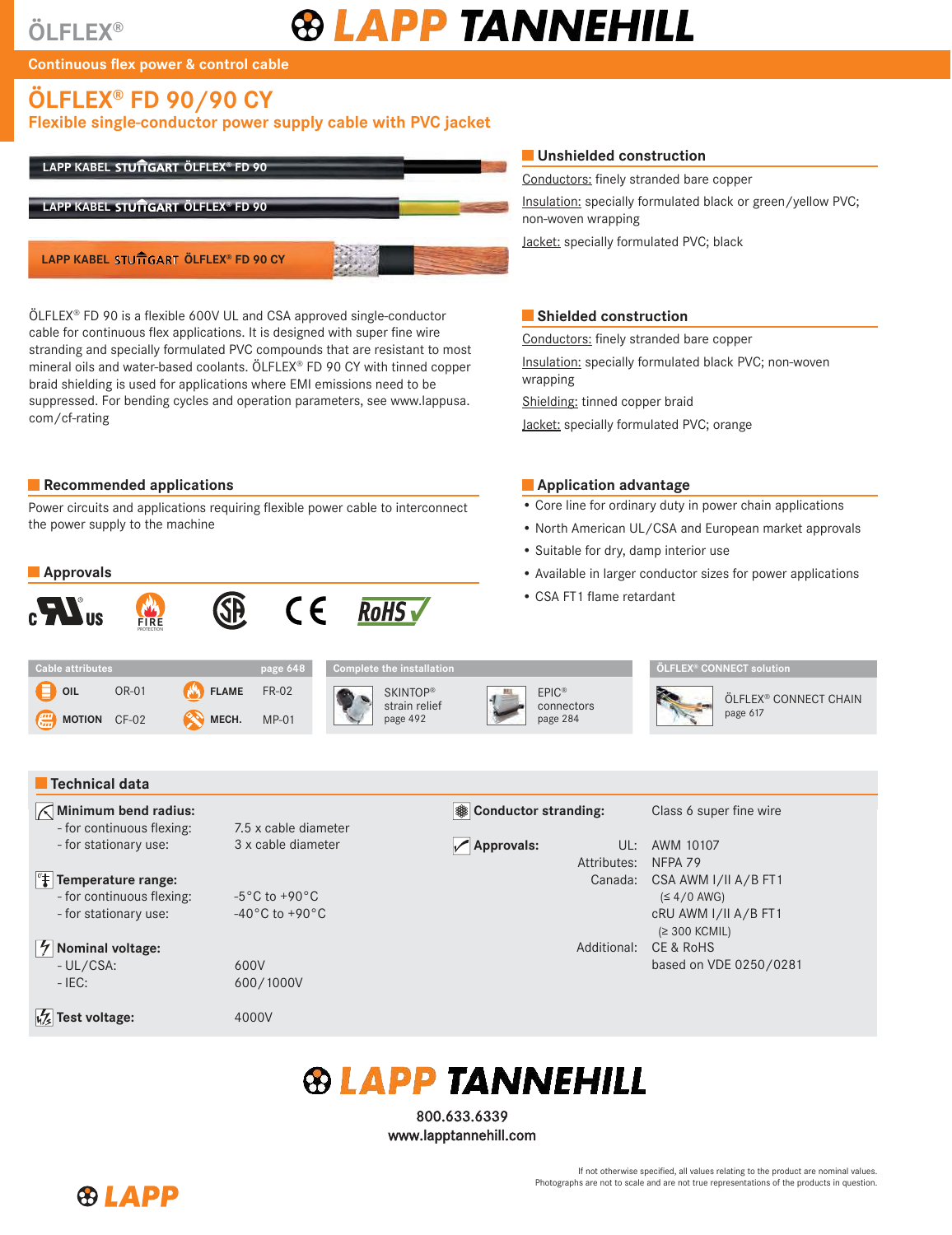ÖLFLEX®

LAPP TANNEHILL

Continuous flex power & control cable

# ÖLFLEX® FD 90/90 CY

## Flexible single-conductor power supply cable with PVC jacket

LAPP KABEL STUTTGART ÖLFLEX® FD 90

LAPP KABEL STUTTGART ÖLFLEX® FD 90

LAPP KABEL STUTTGART ÖLFLEX® FD 90 CY

ÖLFLEX® FD 90 is a flexible 600V UL and CSA approved single-conductor cable for continuous flex applications. It is designed with super fine wire stranding and specially formulated PVC compounds that are resistant to most mineral oils and water-based coolants. ÖLFLEX® FD 90 CY with tinned copper braid shielding is used for applications where EMI emissions need to be suppressed. For bending cycles and operation parameters, see www.lappusa.com/cf-rating

### Unshielded construction

Conductors: finely stranded bare copper

Insulation: specially formulated black or green/yellow PVC; non-woven wrapping

Jacket: specially formulated PVC; black

### Shielded construction

Conductors: finely stranded bare copper

Insulation: specially formulated black PVC; non-woven wrapping

Shielding: tinned copper braid

Jacket: specially formulated PVC; orange

### Recommended applications

Power circuits and applications requiring flexible power cable to interconnect the power supply to the machine

### Approvals

c UL us, FIRE PROTECTION, CSA, CE, RoHS

### Application advantage

- Core line for ordinary duty in power chain applications
- North American UL/CSA and European market approvals
- Suitable for dry, damp interior use
- Available in larger conductor sizes for power applications
- CSA FT1 flame retardant

| Cable attributes | | | page 648 |
|---|---|---|---|
| OIL | OR-01 | FLAME | FR-02 |
| MOTION | CF-02 | MECH. | MP-01 |

**Complete the installation**

- SKINTOP® strain relief page 492
- EPIC® connectors page 284

**ÖLFLEX® CONNECT solution**

- ÖLFLEX® CONNECT CHAIN page 617

### Technical data

**Minimum bend radius:**
- for continuous flexing: 7.5 x cable diameter
- for stationary use: 3 x cable diameter

**Temperature range:**
- for continuous flexing: -5°C to +90°C
- for stationary use: -40°C to +90°C

**Nominal voltage:**
- UL/CSA: 600V
- IEC: 600/1000V

**Test voltage:** 4000V

**Conductor stranding:** Class 6 super fine wire

**Approvals:**
- UL: AWM 10107
- Attributes: NFPA 79
- Canada: CSA AWM I/II A/B FT1 (≤ 4/0 AWG); cRU AWM I/II A/B FT1 (≥ 300 KCMIL)
- Additional: CE & RoHS based on VDE 0250/0281

LAPP TANNEHILL

800.633.6339
www.lapptannehill.com

If not otherwise specified, all values relating to the product are nominal values.
Photographs are not to scale and are not true representations of the products in question.

LAPP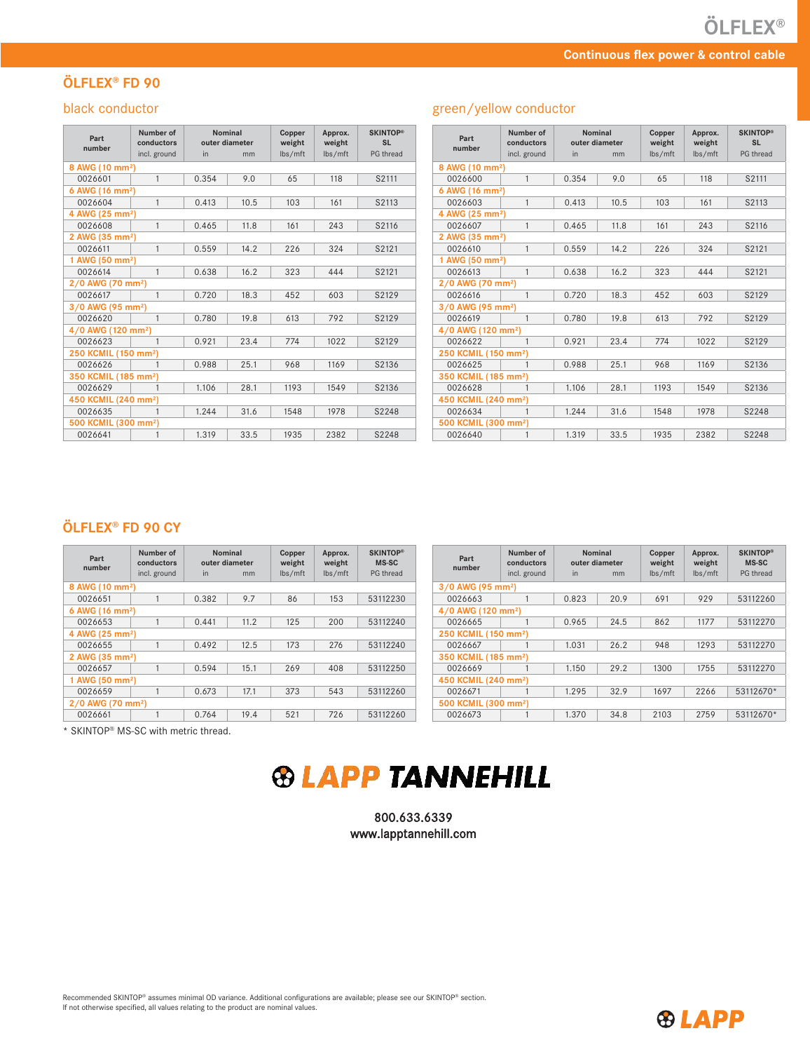## ÖLFLEX® FD 90

### black conductor

| Part number | Number of conductors incl. ground | Nominal outer diameter in | Nominal outer diameter mm | Copper weight lbs/mft | Approx. weight lbs/mft | SKINTOP® SL PG thread |
|---|---|---|---|---|---|---|
| **8 AWG (10 mm²)** | | | | | | |
| 0026601 | 1 | 0.354 | 9.0 | 65 | 118 | S2111 |
| **6 AWG (16 mm²)** | | | | | | |
| 0026604 | 1 | 0.413 | 10.5 | 103 | 161 | S2113 |
| **4 AWG (25 mm²)** | | | | | | |
| 0026608 | 1 | 0.465 | 11.8 | 161 | 243 | S2116 |
| **2 AWG (35 mm²)** | | | | | | |
| 0026611 | 1 | 0.559 | 14.2 | 226 | 324 | S2121 |
| **1 AWG (50 mm²)** | | | | | | |
| 0026614 | 1 | 0.638 | 16.2 | 323 | 444 | S2121 |
| **2/0 AWG (70 mm²)** | | | | | | |
| 0026617 | 1 | 0.720 | 18.3 | 452 | 603 | S2129 |
| **3/0 AWG (95 mm²)** | | | | | | |
| 0026620 | 1 | 0.780 | 19.8 | 613 | 792 | S2129 |
| **4/0 AWG (120 mm²)** | | | | | | |
| 0026623 | 1 | 0.921 | 23.4 | 774 | 1022 | S2129 |
| **250 KCMIL (150 mm²)** | | | | | | |
| 0026626 | 1 | 0.988 | 25.1 | 968 | 1169 | S2136 |
| **350 KCMIL (185 mm²)** | | | | | | |
| 0026629 | 1 | 1.106 | 28.1 | 1193 | 1549 | S2136 |
| **450 KCMIL (240 mm²)** | | | | | | |
| 0026635 | 1 | 1.244 | 31.6 | 1548 | 1978 | S2248 |
| **500 KCMIL (300 mm²)** | | | | | | |
| 0026641 | 1 | 1.319 | 33.5 | 1935 | 2382 | S2248 |

### green/yellow conductor

| Part number | Number of conductors incl. ground | Nominal outer diameter in | Nominal outer diameter mm | Copper weight lbs/mft | Approx. weight lbs/mft | SKINTOP® SL PG thread |
|---|---|---|---|---|---|---|
| **8 AWG (10 mm²)** | | | | | | |
| 0026600 | 1 | 0.354 | 9.0 | 65 | 118 | S2111 |
| **6 AWG (16 mm²)** | | | | | | |
| 0026603 | 1 | 0.413 | 10.5 | 103 | 161 | S2113 |
| **4 AWG (25 mm²)** | | | | | | |
| 0026607 | 1 | 0.465 | 11.8 | 161 | 243 | S2116 |
| **2 AWG (35 mm²)** | | | | | | |
| 0026610 | 1 | 0.559 | 14.2 | 226 | 324 | S2121 |
| **1 AWG (50 mm²)** | | | | | | |
| 0026613 | 1 | 0.638 | 16.2 | 323 | 444 | S2121 |
| **2/0 AWG (70 mm²)** | | | | | | |
| 0026616 | 1 | 0.720 | 18.3 | 452 | 603 | S2129 |
| **3/0 AWG (95 mm²)** | | | | | | |
| 0026619 | 1 | 0.780 | 19.8 | 613 | 792 | S2129 |
| **4/0 AWG (120 mm²)** | | | | | | |
| 0026622 | 1 | 0.921 | 23.4 | 774 | 1022 | S2129 |
| **250 KCMIL (150 mm²)** | | | | | | |
| 0026625 | 1 | 0.988 | 25.1 | 968 | 1169 | S2136 |
| **350 KCMIL (185 mm²)** | | | | | | |
| 0026628 | 1 | 1.106 | 28.1 | 1193 | 1549 | S2136 |
| **450 KCMIL (240 mm²)** | | | | | | |
| 0026634 | 1 | 1.244 | 31.6 | 1548 | 1978 | S2248 |
| **500 KCMIL (300 mm²)** | | | | | | |
| 0026640 | 1 | 1.319 | 33.5 | 1935 | 2382 | S2248 |

## ÖLFLEX® FD 90 CY

| Part number | Number of conductors incl. ground | Nominal outer diameter in | Nominal outer diameter mm | Copper weight lbs/mft | Approx. weight lbs/mft | SKINTOP® MS-SC PG thread |
|---|---|---|---|---|---|---|
| **8 AWG (10 mm²)** | | | | | | |
| 0026651 | 1 | 0.382 | 9.7 | 86 | 153 | 53112230 |
| **6 AWG (16 mm²)** | | | | | | |
| 0026653 | 1 | 0.441 | 11.2 | 125 | 200 | 53112240 |
| **4 AWG (25 mm²)** | | | | | | |
| 0026655 | 1 | 0.492 | 12.5 | 173 | 276 | 53112240 |
| **2 AWG (35 mm²)** | | | | | | |
| 0026657 | 1 | 0.594 | 15.1 | 269 | 408 | 53112250 |
| **1 AWG (50 mm²)** | | | | | | |
| 0026659 | 1 | 0.673 | 17.1 | 373 | 543 | 53112260 |
| **2/0 AWG (70 mm²)** | | | | | | |
| 0026661 | 1 | 0.764 | 19.4 | 521 | 726 | 53112260 |
| **3/0 AWG (95 mm²)** | | | | | | |
| 0026663 | 1 | 0.823 | 20.9 | 691 | 929 | 53112260 |
| **4/0 AWG (120 mm²)** | | | | | | |
| 0026665 | 1 | 0.965 | 24.5 | 862 | 1177 | 53112270 |
| **250 KCMIL (150 mm²)** | | | | | | |
| 0026667 | 1 | 1.031 | 26.2 | 948 | 1293 | 53112270 |
| **350 KCMIL (185 mm²)** | | | | | | |
| 0026669 | 1 | 1.150 | 29.2 | 1300 | 1755 | 53112270 |
| **450 KCMIL (240 mm²)** | | | | | | |
| 0026671 | 1 | 1.295 | 32.9 | 1697 | 2266 | 53112670* |
| **500 KCMIL (300 mm²)** | | | | | | |
| 0026673 | 1 | 1.370 | 34.8 | 2103 | 2759 | 53112670* |

* SKINTOP® MS-SC with metric thread.

LAPP TANNEHILL

800.633.6339
www.lapptannehill.com

Recommended SKINTOP® assumes minimal OD variance. Additional configurations are available; please see our SKINTOP® section.
If not otherwise specified, all values relating to the product are nominal values.